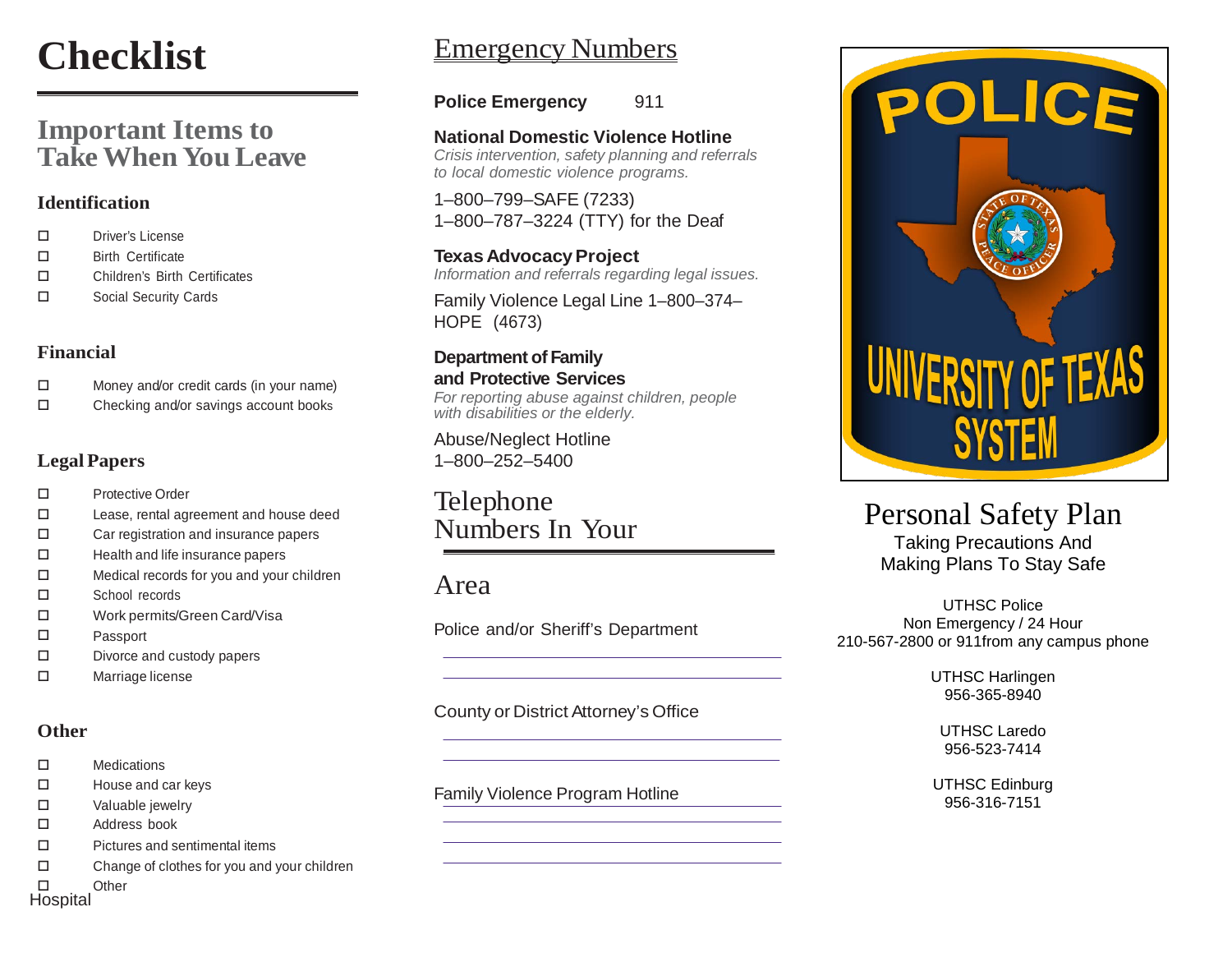# Checklist

## Important Items to Take When You Leave

### Identification

- ☐ Driver's License
- ☐ Birth Certificate
- ☐ Children's Birth Certificates
- ☐ Social Security Cards

### Financial

- ☐ Money and/or credit cards (in your name)
- ☐ Checking and/or savings account books

### Legal Papers

- ☐ Protective Order
- ☐ Lease, rental agreement and house deed
- ☐ Car registration and insurance papers
- ☐ Health and life insurance papers
- ☐ Medical records for you and your children
- ☐ School records
- ☐ Work permits/Green Card/Visa
- ☐ Passport
- ☐ Divorce and custody papers
- ☐ Marriage license

### Other

- ☐ Medications
- ☐ House and car keys
- ☐ Valuable jewelry
- ☐ Address book
- ☐ Pictures and sentimental items
- ☐ Change of clothes for you and your children
- ☐ Other

Hospital

# Emergency Numbers

**Police Emergency** 911

**National Domestic Violence Hotline**
*Crisis intervention, safety planning and referrals to local domestic violence programs.*

1–800–799–SAFE (7233)
1–800–787–3224 (TTY) for the Deaf

**Texas Advocacy Project**
*Information and referrals regarding legal issues.*

Family Violence Legal Line 1–800–374–HOPE (4673)

**Department of Family and Protective Services**
*For reporting abuse against children, people with disabilities or the elderly.*

Abuse/Neglect Hotline
1–800–252–5400

# Telephone Numbers In Your Area

Police and/or Sheriff's Department

______________________________

______________________________

County or District Attorney's Office

______________________________

______________________________

Family Violence Program Hotline

______________________________

______________________________

______________________________

# Personal Safety Plan

Taking Precautions And Making Plans To Stay Safe

UTHSC Police
Non Emergency / 24 Hour
210-567-2800 or 911from any campus phone

UTHSC Harlingen
956-365-8940

UTHSC Laredo
956-523-7414

UTHSC Edinburg
956-316-7151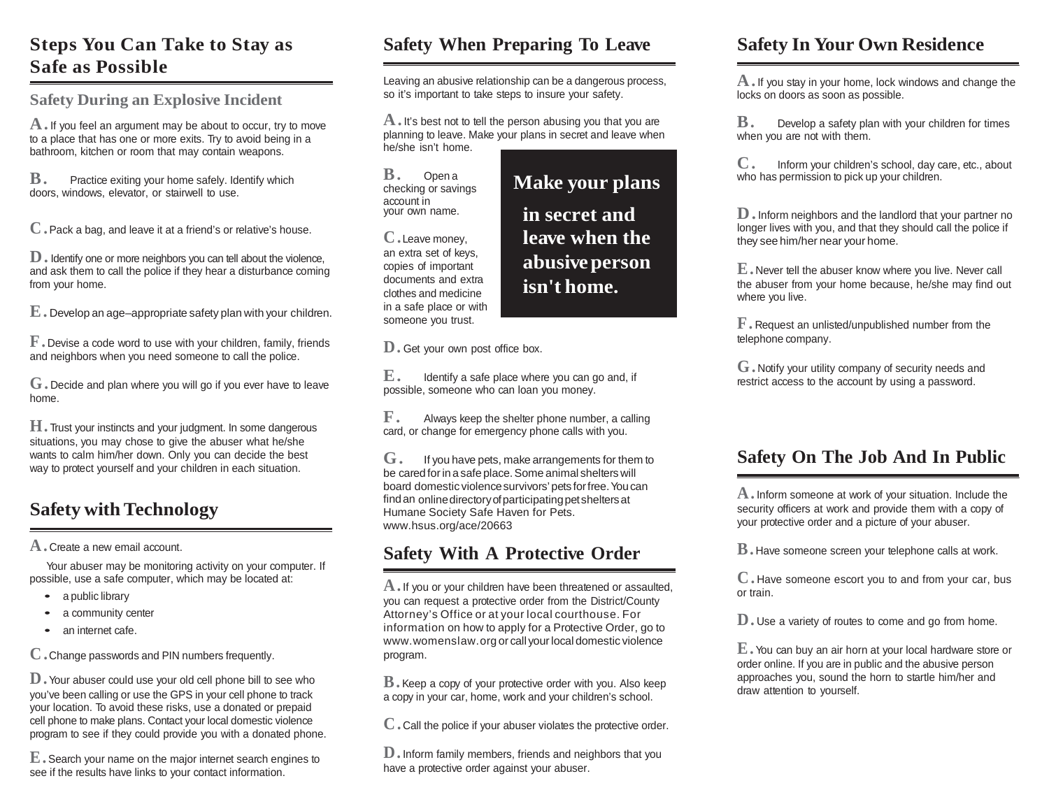## Steps You Can Take to Stay as Safe as Possible

### Safety During an Explosive Incident

**A.** If you feel an argument may be about to occur, try to move to a place that has one or more exits. Try to avoid being in a bathroom, kitchen or room that may contain weapons.

**B.** Practice exiting your home safely. Identify which doors, windows, elevator, or stairwell to use.

**C.** Pack a bag, and leave it at a friend's or relative's house.

**D.** Identify one or more neighbors you can tell about the violence, and ask them to call the police if they hear a disturbance coming from your home.

**E.** Develop an age–appropriate safety plan with your children.

**F.** Devise a code word to use with your children, family, friends and neighbors when you need someone to call the police.

**G.** Decide and plan where you will go if you ever have to leave home.

**H.** Trust your instincts and your judgment. In some dangerous situations, you may chose to give the abuser what he/she wants to calm him/her down. Only you can decide the best way to protect yourself and your children in each situation.

## Safety with Technology

**A.** Create a new email account.

Your abuser may be monitoring activity on your computer. If possible, use a safe computer, which may be located at:

- a public library
- a community center
- an internet cafe.

**C.** Change passwords and PIN numbers frequently.

**D.** Your abuser could use your old cell phone bill to see who you've been calling or use the GPS in your cell phone to track your location. To avoid these risks, use a donated or prepaid cell phone to make plans. Contact your local domestic violence program to see if they could provide you with a donated phone.

**E.** Search your name on the major internet search engines to see if the results have links to your contact information.

## Safety When Preparing To Leave

Leaving an abusive relationship can be a dangerous process, so it's important to take steps to insure your safety.

**A.** It's best not to tell the person abusing you that you are planning to leave. Make your plans in secret and leave when he/she isn't home.

**B.** Open a checking or savings account in your own name.

**C.** Leave money, an extra set of keys, copies of important documents and extra clothes and medicine in a safe place or with someone you trust.

**Make your plans in secret and leave when the abusive person isn't home.**

**D.** Get your own post office box.

**E.** Identify a safe place where you can go and, if possible, someone who can loan you money.

**F.** Always keep the shelter phone number, a calling card, or change for emergency phone calls with you.

**G.** If you have pets, make arrangements for them to be cared for in a safe place. Some animal shelters will board domestic violence survivors' pets for free. You can find an online directory of participating pet shelters at Humane Society Safe Haven for Pets. www.hsus.org/ace/20663

## Safety With A Protective Order

**A.** If you or your children have been threatened or assaulted, you can request a protective order from the District/County Attorney's Office or at your local courthouse. For information on how to apply for a Protective Order, go to www.womenslaw.org or call your local domestic violence program.

**B.** Keep a copy of your protective order with you. Also keep a copy in your car, home, work and your children's school.

**C.** Call the police if your abuser violates the protective order.

**D.** Inform family members, friends and neighbors that you have a protective order against your abuser.

## Safety In Your Own Residence

**A.** If you stay in your home, lock windows and change the locks on doors as soon as possible.

**B.** Develop a safety plan with your children for times when you are not with them.

**C.** Inform your children's school, day care, etc., about who has permission to pick up your children.

**D.** Inform neighbors and the landlord that your partner no longer lives with you, and that they should call the police if they see him/her near your home.

**E.** Never tell the abuser know where you live. Never call the abuser from your home because, he/she may find out where you live.

**F.** Request an unlisted/unpublished number from the telephone company.

**G.** Notify your utility company of security needs and restrict access to the account by using a password.

## Safety On The Job And In Public

**A.** Inform someone at work of your situation. Include the security officers at work and provide them with a copy of your protective order and a picture of your abuser.

**B.** Have someone screen your telephone calls at work.

**C.** Have someone escort you to and from your car, bus or train.

**D.** Use a variety of routes to come and go from home.

**E.** You can buy an air horn at your local hardware store or order online. If you are in public and the abusive person approaches you, sound the horn to startle him/her and draw attention to yourself.